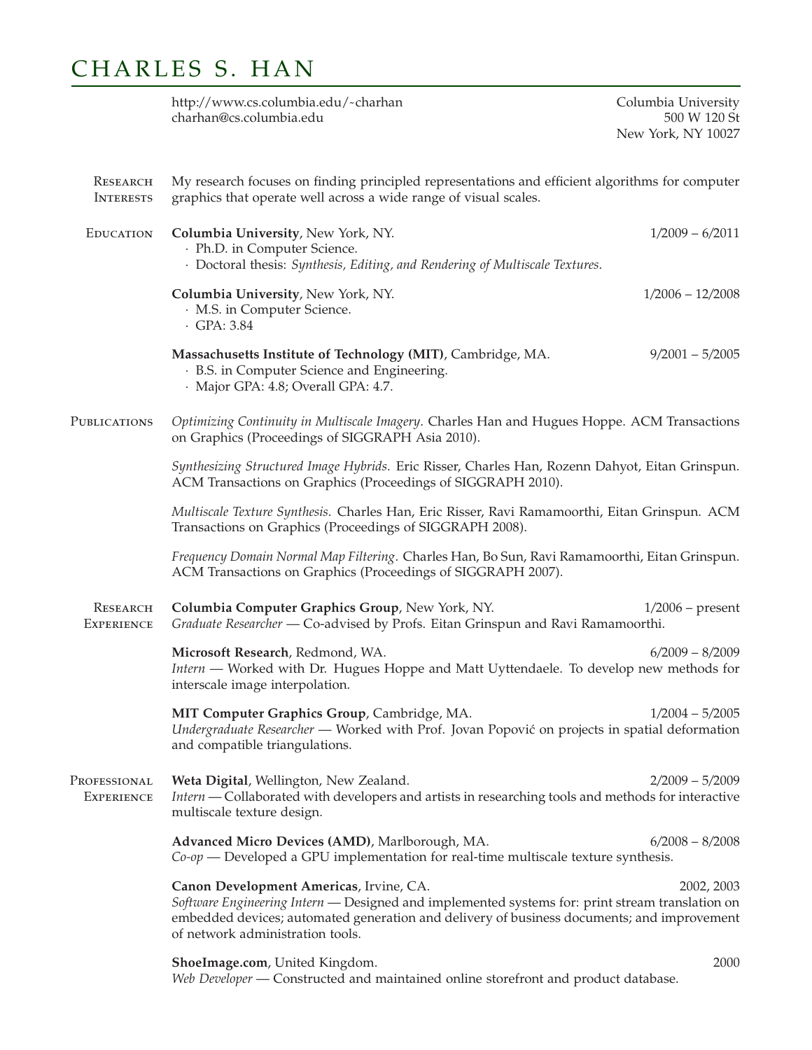# CHARLES S. HAN

http://www.cs.columbia.edu/~charhan
charhan@cs.columbia.edu

Columbia University
500 W 120 St
New York, NY 10027

## Research Interests

My research focuses on finding principled representations and efficient algorithms for computer graphics that operate well across a wide range of visual scales.

## Education

**Columbia University**, New York, NY. — 1/2009 – 6/2011

- Ph.D. in Computer Science.
- Doctoral thesis: *Synthesis, Editing, and Rendering of Multiscale Textures*.

**Columbia University**, New York, NY. — 1/2006 – 12/2008

- M.S. in Computer Science.
- GPA: 3.84

**Massachusetts Institute of Technology (MIT)**, Cambridge, MA. — 9/2001 – 5/2005

- B.S. in Computer Science and Engineering.
- Major GPA: 4.8; Overall GPA: 4.7.

## Publications

*Optimizing Continuity in Multiscale Imagery*. Charles Han and Hugues Hoppe. ACM Transactions on Graphics (Proceedings of SIGGRAPH Asia 2010).

*Synthesizing Structured Image Hybrids*. Eric Risser, Charles Han, Rozenn Dahyot, Eitan Grinspun. ACM Transactions on Graphics (Proceedings of SIGGRAPH 2010).

*Multiscale Texture Synthesis*. Charles Han, Eric Risser, Ravi Ramamoorthi, Eitan Grinspun. ACM Transactions on Graphics (Proceedings of SIGGRAPH 2008).

*Frequency Domain Normal Map Filtering*. Charles Han, Bo Sun, Ravi Ramamoorthi, Eitan Grinspun. ACM Transactions on Graphics (Proceedings of SIGGRAPH 2007).

## Research Experience

**Columbia Computer Graphics Group**, New York, NY. — 1/2006 – present
*Graduate Researcher* — Co-advised by Profs. Eitan Grinspun and Ravi Ramamoorthi.

**Microsoft Research**, Redmond, WA. — 6/2009 – 8/2009
*Intern* — Worked with Dr. Hugues Hoppe and Matt Uyttendaele. To develop new methods for interscale image interpolation.

**MIT Computer Graphics Group**, Cambridge, MA. — 1/2004 – 5/2005
*Undergraduate Researcher* — Worked with Prof. Jovan Popović on projects in spatial deformation and compatible triangulations.

## Professional Experience

**Weta Digital**, Wellington, New Zealand. — 2/2009 – 5/2009
*Intern* — Collaborated with developers and artists in researching tools and methods for interactive multiscale texture design.

**Advanced Micro Devices (AMD)**, Marlborough, MA. — 6/2008 – 8/2008
*Co-op* — Developed a GPU implementation for real-time multiscale texture synthesis.

**Canon Development Americas**, Irvine, CA. — 2002, 2003
*Software Engineering Intern* — Designed and implemented systems for: print stream translation on embedded devices; automated generation and delivery of business documents; and improvement of network administration tools.

**ShoeImage.com**, United Kingdom. — 2000
*Web Developer* — Constructed and maintained online storefront and product database.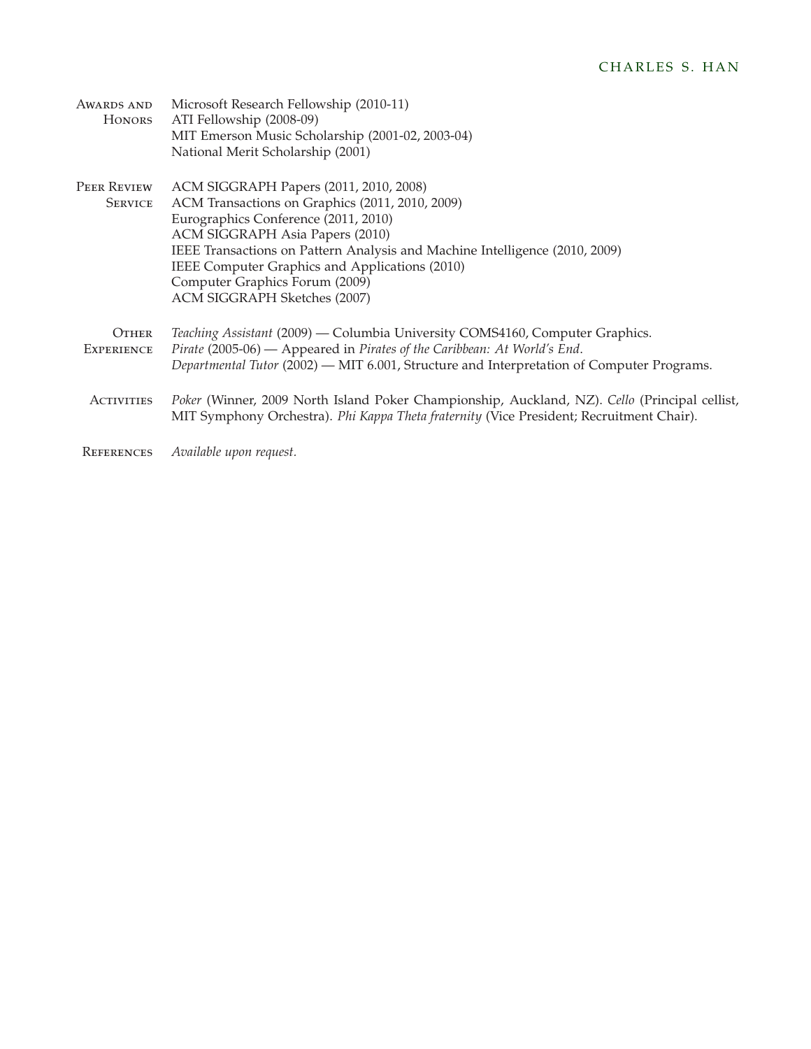## Awards and Honors

Microsoft Research Fellowship (2010-11)
ATI Fellowship (2008-09)
MIT Emerson Music Scholarship (2001-02, 2003-04)
National Merit Scholarship (2001)

## Peer Review Service

ACM SIGGRAPH Papers (2011, 2010, 2008)
ACM Transactions on Graphics (2011, 2010, 2009)
Eurographics Conference (2011, 2010)
ACM SIGGRAPH Asia Papers (2010)
IEEE Transactions on Pattern Analysis and Machine Intelligence (2010, 2009)
IEEE Computer Graphics and Applications (2010)
Computer Graphics Forum (2009)
ACM SIGGRAPH Sketches (2007)

## Other Experience

*Teaching Assistant* (2009) — Columbia University COMS4160, Computer Graphics.
*Pirate* (2005-06) — Appeared in *Pirates of the Caribbean: At World's End*.
*Departmental Tutor* (2002) — MIT 6.001, Structure and Interpretation of Computer Programs.

## Activities

*Poker* (Winner, 2009 North Island Poker Championship, Auckland, NZ). *Cello* (Principal cellist, MIT Symphony Orchestra). *Phi Kappa Theta fraternity* (Vice President; Recruitment Chair).

## References

*Available upon request.*